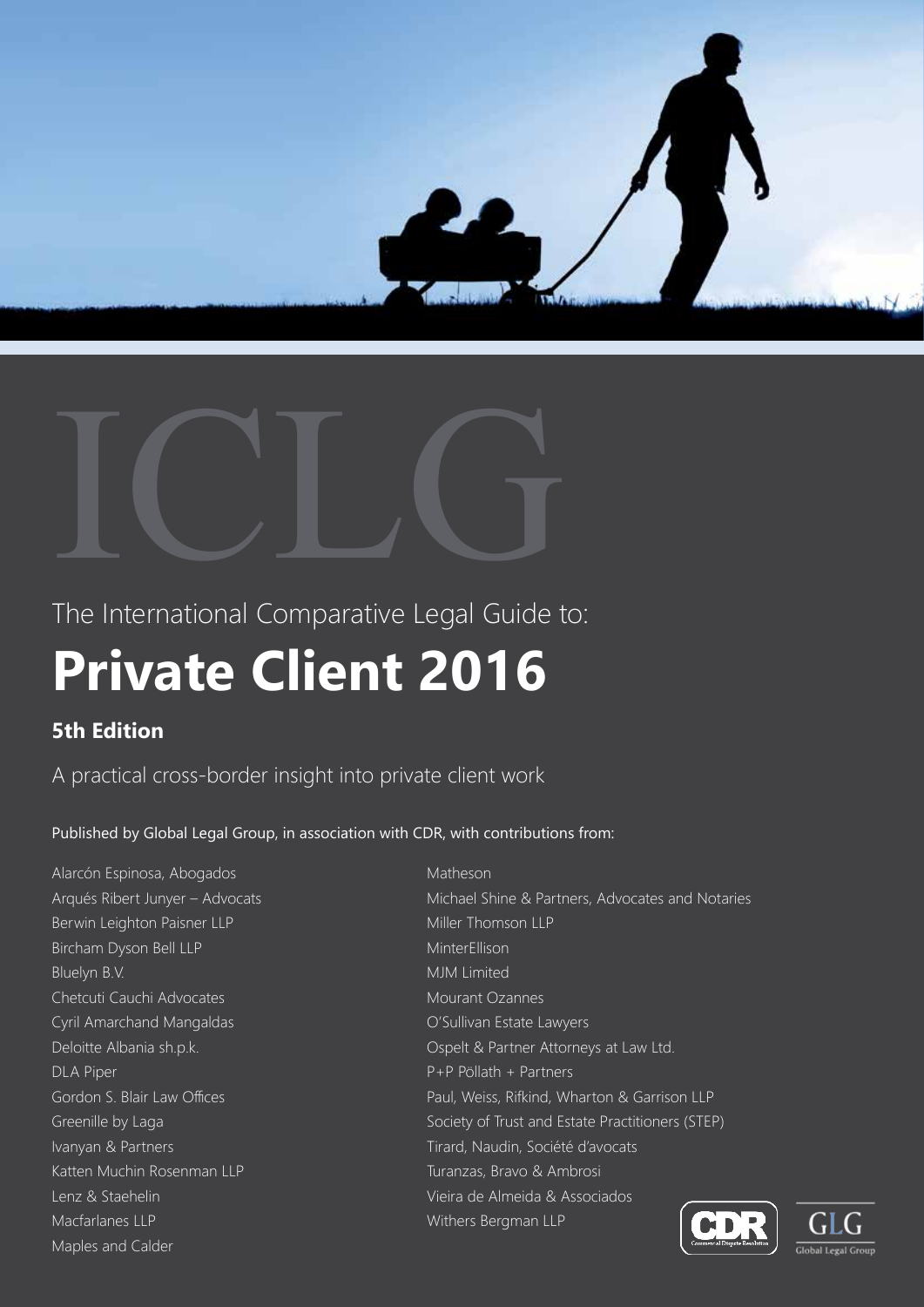# ICLG

The International Comparative Legal Guide to:

# Private Client 2016

**5th Edition**

A practical cross-border insight into private client work

Published by Global Legal Group, in association with CDR, with contributions from:

Alarcón Espinosa, Abogados
Arqués Ribert Junyer – Advocats
Berwin Leighton Paisner LLP
Bircham Dyson Bell LLP
Bluelyn B.V.
Chetcuti Cauchi Advocates
Cyril Amarchand Mangaldas
Deloitte Albania sh.p.k.
DLA Piper
Gordon S. Blair Law Offices
Greenille by Laga
Ivanyan & Partners
Katten Muchin Rosenman LLP
Lenz & Staehelin
Macfarlanes LLP
Maples and Calder
Matheson
Michael Shine & Partners, Advocates and Notaries
Miller Thomson LLP
MinterEllison
MJM Limited
Mourant Ozannes
O'Sullivan Estate Lawyers
Ospelt & Partner Attorneys at Law Ltd.
P+P Pöllath + Partners
Paul, Weiss, Rifkind, Wharton & Garrison LLP
Society of Trust and Estate Practitioners (STEP)
Tirard, Naudin, Société d'avocats
Turanzas, Bravo & Ambrosi
Vieira de Almeida & Associados
Withers Bergman LLP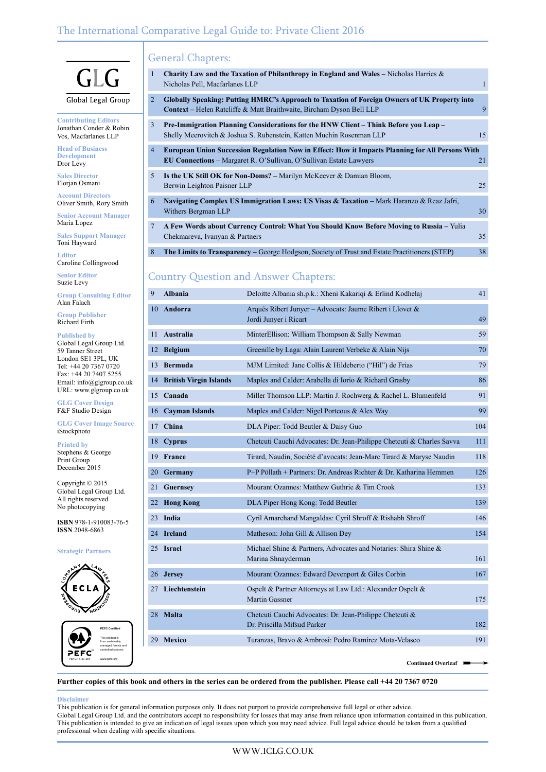# The International Comparative Legal Guide to: Private Client 2016

GLG
Global Legal Group

**Contributing Editors**
Jonathan Conder & Robin Vos, Macfarlanes LLP

**Head of Business Development**
Dror Levy

**Sales Director**
Florjan Osmani

**Account Directors**
Oliver Smith, Rory Smith

**Senior Account Manager**
Maria Lopez

**Sales Support Manager**
Toni Hayward

**Editor**
Caroline Collingwood

**Senior Editor**
Suzie Levy

**Group Consulting Editor**
Alan Falach

**Group Publisher**
Richard Firth

**Published by**
Global Legal Group Ltd.
59 Tanner Street
London SE1 3PL, UK
Tel: +44 20 7367 0720
Fax: +44 20 7407 5255
Email: info@glgroup.co.uk
URL: www.glgroup.co.uk

**GLG Cover Design**
F&F Studio Design

**GLG Cover Image Source**
iStockphoto

**Printed by**
Stephens & George Print Group
December 2015

Copyright © 2015
Global Legal Group Ltd.
All rights reserved
No photocopying

**ISBN** 978-1-910083-76-5
**ISSN** 2048-6863

**Strategic Partners**

## General Chapters:

| | | |
|---|---|---|
| 1 | **Charity Law and the Taxation of Philanthropy in England and Wales –** Nicholas Harries & Nicholas Pell, Macfarlanes LLP | 1 |
| 2 | **Globally Speaking: Putting HMRC's Approach to Taxation of Foreign Owners of UK Property into Context –** Helen Ratcliffe & Matt Braithwaite, Bircham Dyson Bell LLP | 9 |
| 3 | **Pre-Immigration Planning Considerations for the HNW Client – Think Before you Leap –** Shelly Meerovitch & Joshua S. Rubenstein, Katten Muchin Rosenman LLP | 15 |
| 4 | **European Union Succession Regulation Now in Effect: How it Impacts Planning for All Persons With EU Connections –** Margaret R. O'Sullivan, O'Sullivan Estate Lawyers | 21 |
| 5 | **Is the UK Still OK for Non-Doms? –** Marilyn McKeever & Damian Bloom, Berwin Leighton Paisner LLP | 25 |
| 6 | **Navigating Complex US Immigration Laws: US Visas & Taxation –** Mark Haranzo & Reaz Jafri, Withers Bergman LLP | 30 |
| 7 | **A Few Words about Currency Control: What You Should Know Before Moving to Russia –** Yulia Chekmareva, Ivanyan & Partners | 35 |
| 8 | **The Limits to Transparency –** George Hodgson, Society of Trust and Estate Practitioners (STEP) | 38 |

## Country Question and Answer Chapters:

| | | | |
|---|---|---|---|
| 9 | **Albania** | Deloitte Albania sh.p.k.: Xheni Kakariqi & Erlind Kodhelaj | 41 |
| 10 | **Andorra** | Arqués Ribert Junyer – Advocats: Jaume Ribert i Llovet & Jordi Junyer i Ricart | 49 |
| 11 | **Australia** | MinterEllison: William Thompson & Sally Newman | 59 |
| 12 | **Belgium** | Greenille by Laga: Alain Laurent Verbeke & Alain Nijs | 70 |
| 13 | **Bermuda** | MJM Limited: Jane Collis & Hildeberto ("Hil") de Frias | 79 |
| 14 | **British Virgin Islands** | Maples and Calder: Arabella di Iorio & Richard Grasby | 86 |
| 15 | **Canada** | Miller Thomson LLP: Martin J. Rochwerg & Rachel L. Blumenfeld | 91 |
| 16 | **Cayman Islands** | Maples and Calder: Nigel Porteous & Alex Way | 99 |
| 17 | **China** | DLA Piper: Todd Beutler & Daisy Guo | 104 |
| 18 | **Cyprus** | Chetcuti Cauchi Advocates: Dr. Jean-Philippe Chetcuti & Charles Savva | 111 |
| 19 | **France** | Tirard, Naudin, Société d'avocats: Jean-Marc Tirard & Maryse Naudin | 118 |
| 20 | **Germany** | P+P Pöllath + Partners: Dr. Andreas Richter & Dr. Katharina Hemmen | 126 |
| 21 | **Guernsey** | Mourant Ozannes: Matthew Guthrie & Tim Crook | 133 |
| 22 | **Hong Kong** | DLA Piper Hong Kong: Todd Beutler | 139 |
| 23 | **India** | Cyril Amarchand Mangaldas: Cyril Shroff & Rishabh Shroff | 146 |
| 24 | **Ireland** | Matheson: John Gill & Allison Dey | 154 |
| 25 | **Israel** | Michael Shine & Partners, Advocates and Notaries: Shira Shine & Marina Shnayderman | 161 |
| 26 | **Jersey** | Mourant Ozannes: Edward Devenport & Giles Corbin | 167 |
| 27 | **Liechtenstein** | Ospelt & Partner Attorneys at Law Ltd.: Alexander Ospelt & Martin Gassner | 175 |
| 28 | **Malta** | Chetcuti Cauchi Advocates: Dr. Jean-Philippe Chetcuti & Dr. Priscilla Mifsud Parker | 182 |
| 29 | **Mexico** | Turanzas, Bravo & Ambrosi: Pedro Ramírez Mota-Velasco | 191 |

**Continued Overleaf**

**Further copies of this book and others in the series can be ordered from the publisher. Please call +44 20 7367 0720**

**Disclaimer**
This publication is for general information purposes only. It does not purport to provide comprehensive full legal or other advice.
Global Legal Group Ltd. and the contributors accept no responsibility for losses that may arise from reliance upon information contained in this publication.
This publication is intended to give an indication of legal issues upon which you may need advice. Full legal advice should be taken from a qualified professional when dealing with specific situations.

WWW.ICLG.CO.UK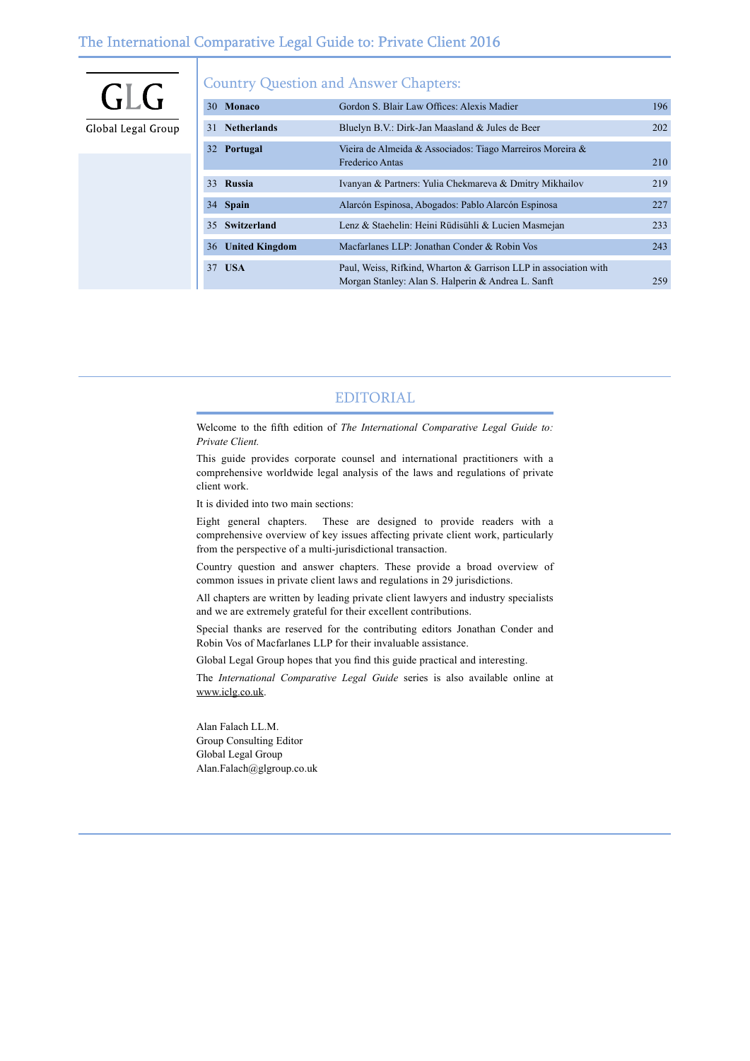GLG

Global Legal Group

## Country Question and Answer Chapters:

| | | | |
|---|---|---|---|
| 30 | **Monaco** | Gordon S. Blair Law Offices: Alexis Madier | 196 |
| 31 | **Netherlands** | Bluelyn B.V.: Dirk-Jan Maasland & Jules de Beer | 202 |
| 32 | **Portugal** | Vieira de Almeida & Associados: Tiago Marreiros Moreira & Frederico Antas | 210 |
| 33 | **Russia** | Ivanyan & Partners: Yulia Chekmareva & Dmitry Mikhailov | 219 |
| 34 | **Spain** | Alarcón Espinosa, Abogados: Pablo Alarcón Espinosa | 227 |
| 35 | **Switzerland** | Lenz & Staehelin: Heini Rüdisühli & Lucien Masmejan | 233 |
| 36 | **United Kingdom** | Macfarlanes LLP: Jonathan Conder & Robin Vos | 243 |
| 37 | **USA** | Paul, Weiss, Rifkind, Wharton & Garrison LLP in association with Morgan Stanley: Alan S. Halperin & Andrea L. Sanft | 259 |

## EDITORIAL

Welcome to the fifth edition of *The International Comparative Legal Guide to: Private Client.*

This guide provides corporate counsel and international practitioners with a comprehensive worldwide legal analysis of the laws and regulations of private client work.

It is divided into two main sections:

Eight general chapters. These are designed to provide readers with a comprehensive overview of key issues affecting private client work, particularly from the perspective of a multi-jurisdictional transaction.

Country question and answer chapters. These provide a broad overview of common issues in private client laws and regulations in 29 jurisdictions.

All chapters are written by leading private client lawyers and industry specialists and we are extremely grateful for their excellent contributions.

Special thanks are reserved for the contributing editors Jonathan Conder and Robin Vos of Macfarlanes LLP for their invaluable assistance.

Global Legal Group hopes that you find this guide practical and interesting.

The *International Comparative Legal Guide* series is also available online at www.iclg.co.uk.

Alan Falach LL.M.
Group Consulting Editor
Global Legal Group
Alan.Falach@glgroup.co.uk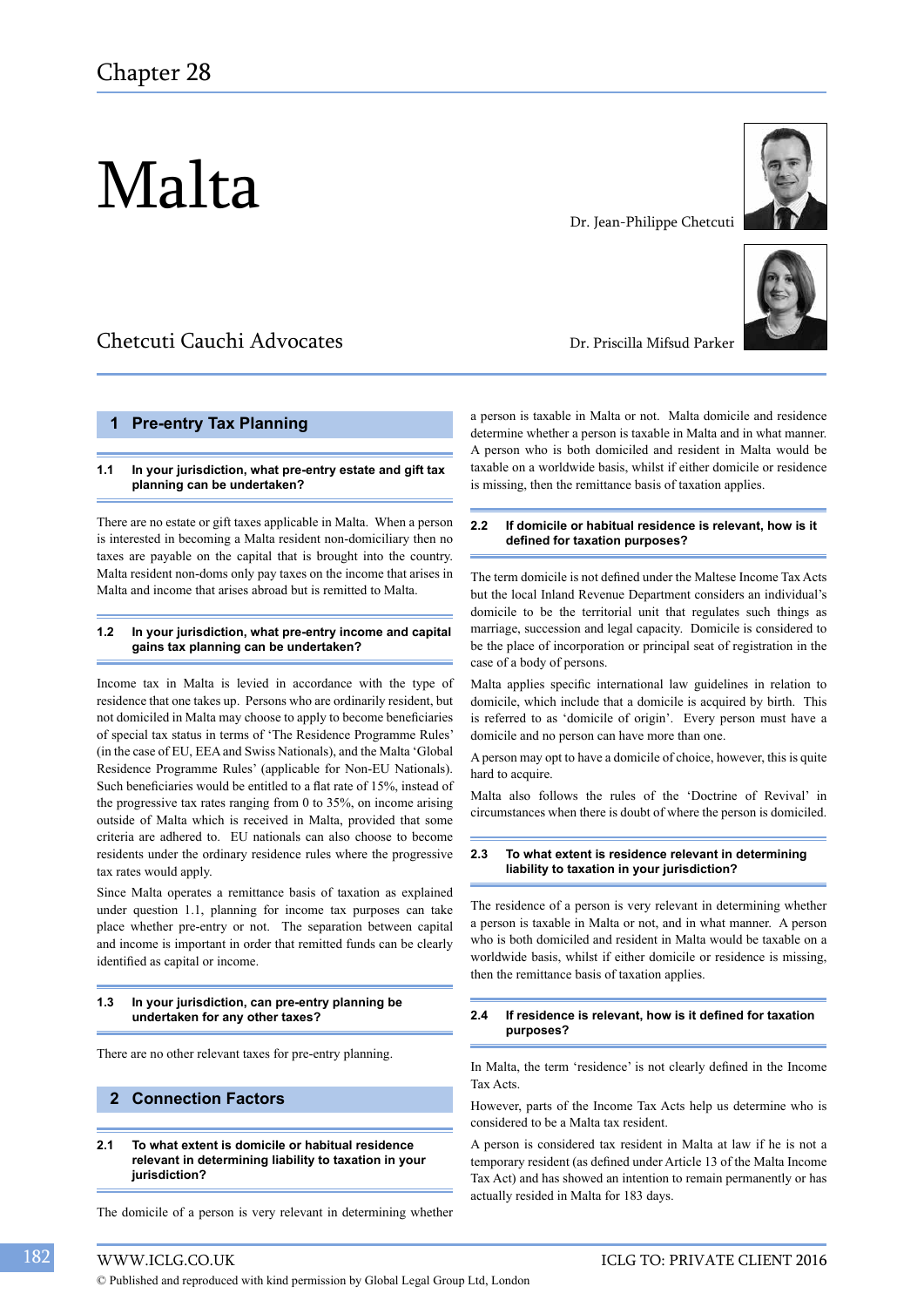Chapter 28

# Malta

Dr. Jean-Philippe Chetcuti

Dr. Priscilla Mifsud Parker

Chetcuti Cauchi Advocates

## 1 Pre-entry Tax Planning

### 1.1 In your jurisdiction, what pre-entry estate and gift tax planning can be undertaken?

There are no estate or gift taxes applicable in Malta. When a person is interested in becoming a Malta resident non-domiciliary then no taxes are payable on the capital that is brought into the country. Malta resident non-doms only pay taxes on the income that arises in Malta and income that arises abroad but is remitted to Malta.

### 1.2 In your jurisdiction, what pre-entry income and capital gains tax planning can be undertaken?

Income tax in Malta is levied in accordance with the type of residence that one takes up. Persons who are ordinarily resident, but not domiciled in Malta may choose to apply to become beneficiaries of special tax status in terms of 'The Residence Programme Rules' (in the case of EU, EEA and Swiss Nationals), and the Malta 'Global Residence Programme Rules' (applicable for Non-EU Nationals). Such beneficiaries would be entitled to a flat rate of 15%, instead of the progressive tax rates ranging from 0 to 35%, on income arising outside of Malta which is received in Malta, provided that some criteria are adhered to. EU nationals can also choose to become residents under the ordinary residence rules where the progressive tax rates would apply.

Since Malta operates a remittance basis of taxation as explained under question 1.1, planning for income tax purposes can take place whether pre-entry or not. The separation between capital and income is important in order that remitted funds can be clearly identified as capital or income.

### 1.3 In your jurisdiction, can pre-entry planning be undertaken for any other taxes?

There are no other relevant taxes for pre-entry planning.

## 2 Connection Factors

### 2.1 To what extent is domicile or habitual residence relevant in determining liability to taxation in your jurisdiction?

The domicile of a person is very relevant in determining whether a person is taxable in Malta or not. Malta domicile and residence determine whether a person is taxable in Malta and in what manner. A person who is both domiciled and resident in Malta would be taxable on a worldwide basis, whilst if either domicile or residence is missing, then the remittance basis of taxation applies.

### 2.2 If domicile or habitual residence is relevant, how is it defined for taxation purposes?

The term domicile is not defined under the Maltese Income Tax Acts but the local Inland Revenue Department considers an individual's domicile to be the territorial unit that regulates such things as marriage, succession and legal capacity. Domicile is considered to be the place of incorporation or principal seat of registration in the case of a body of persons.

Malta applies specific international law guidelines in relation to domicile, which include that a domicile is acquired by birth. This is referred to as 'domicile of origin'. Every person must have a domicile and no person can have more than one.

A person may opt to have a domicile of choice, however, this is quite hard to acquire.

Malta also follows the rules of the 'Doctrine of Revival' in circumstances when there is doubt of where the person is domiciled.

### 2.3 To what extent is residence relevant in determining liability to taxation in your jurisdiction?

The residence of a person is very relevant in determining whether a person is taxable in Malta or not, and in what manner. A person who is both domiciled and resident in Malta would be taxable on a worldwide basis, whilst if either domicile or residence is missing, then the remittance basis of taxation applies.

### 2.4 If residence is relevant, how is it defined for taxation purposes?

In Malta, the term 'residence' is not clearly defined in the Income Tax Acts.

However, parts of the Income Tax Acts help us determine who is considered to be a Malta tax resident.

A person is considered tax resident in Malta at law if he is not a temporary resident (as defined under Article 13 of the Malta Income Tax Act) and has showed an intention to remain permanently or has actually resided in Malta for 183 days.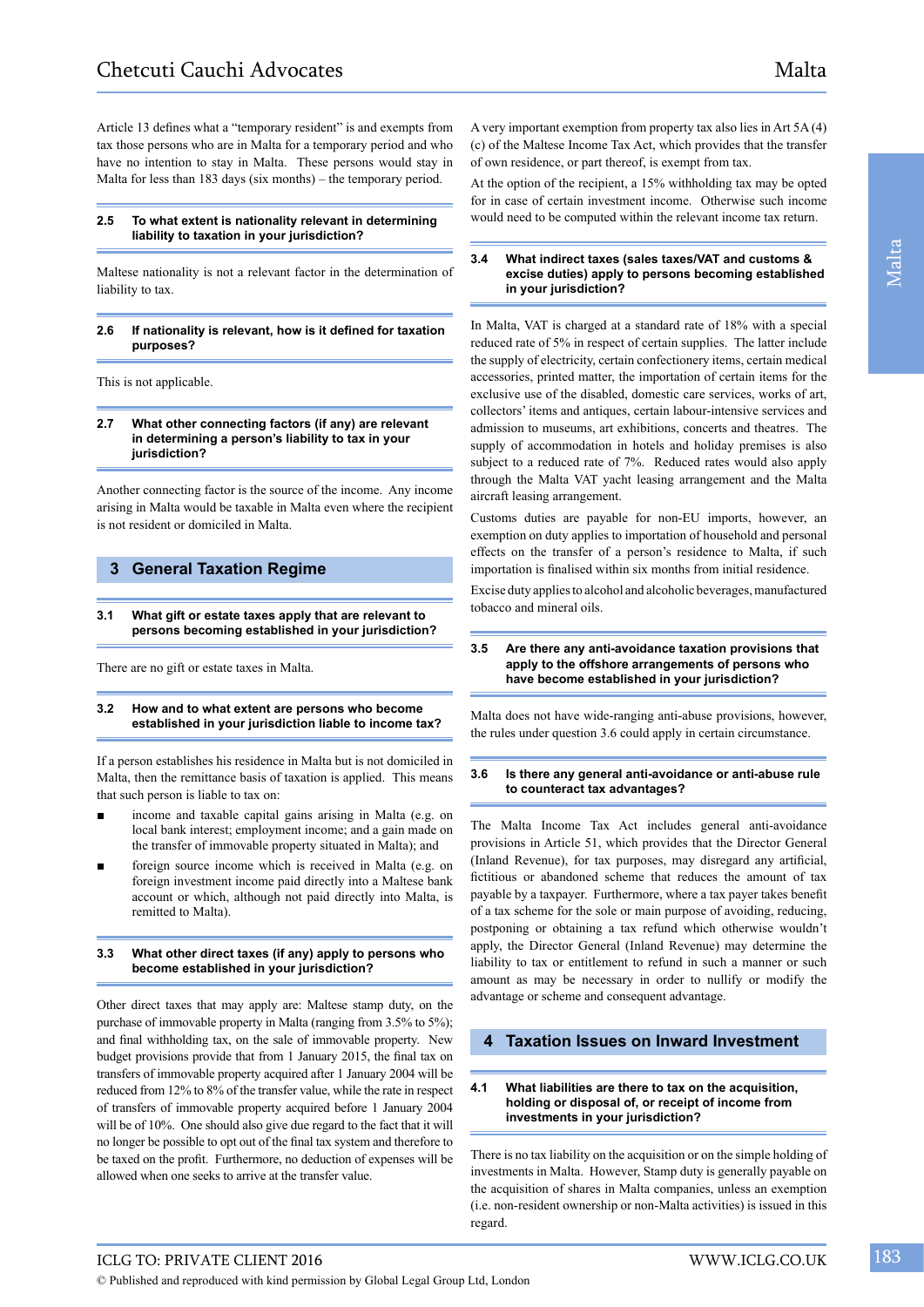Article 13 defines what a "temporary resident" is and exempts from tax those persons who are in Malta for a temporary period and who have no intention to stay in Malta. These persons would stay in Malta for less than 183 days (six months) – the temporary period.

### 2.5 To what extent is nationality relevant in determining liability to taxation in your jurisdiction?

Maltese nationality is not a relevant factor in the determination of liability to tax.

### 2.6 If nationality is relevant, how is it defined for taxation purposes?

This is not applicable.

### 2.7 What other connecting factors (if any) are relevant in determining a person's liability to tax in your jurisdiction?

Another connecting factor is the source of the income. Any income arising in Malta would be taxable in Malta even where the recipient is not resident or domiciled in Malta.

## 3 General Taxation Regime

### 3.1 What gift or estate taxes apply that are relevant to persons becoming established in your jurisdiction?

There are no gift or estate taxes in Malta.

### 3.2 How and to what extent are persons who become established in your jurisdiction liable to income tax?

If a person establishes his residence in Malta but is not domiciled in Malta, then the remittance basis of taxation is applied. This means that such person is liable to tax on:

- income and taxable capital gains arising in Malta (e.g. on local bank interest; employment income; and a gain made on the transfer of immovable property situated in Malta); and
- foreign source income which is received in Malta (e.g. on foreign investment income paid directly into a Maltese bank account or which, although not paid directly into Malta, is remitted to Malta).

### 3.3 What other direct taxes (if any) apply to persons who become established in your jurisdiction?

Other direct taxes that may apply are: Maltese stamp duty, on the purchase of immovable property in Malta (ranging from 3.5% to 5%); and final withholding tax, on the sale of immovable property. New budget provisions provide that from 1 January 2015, the final tax on transfers of immovable property acquired after 1 January 2004 will be reduced from 12% to 8% of the transfer value, while the rate in respect of transfers of immovable property acquired before 1 January 2004 will be of 10%. One should also give due regard to the fact that it will no longer be possible to opt out of the final tax system and therefore to be taxed on the profit. Furthermore, no deduction of expenses will be allowed when one seeks to arrive at the transfer value.

A very important exemption from property tax also lies in Art 5A (4)(c) of the Maltese Income Tax Act, which provides that the transfer of own residence, or part thereof, is exempt from tax.

At the option of the recipient, a 15% withholding tax may be opted for in case of certain investment income. Otherwise such income would need to be computed within the relevant income tax return.

### 3.4 What indirect taxes (sales taxes/VAT and customs & excise duties) apply to persons becoming established in your jurisdiction?

In Malta, VAT is charged at a standard rate of 18% with a special reduced rate of 5% in respect of certain supplies. The latter include the supply of electricity, certain confectionery items, certain medical accessories, printed matter, the importation of certain items for the exclusive use of the disabled, domestic care services, works of art, collectors' items and antiques, certain labour-intensive services and admission to museums, art exhibitions, concerts and theatres. The supply of accommodation in hotels and holiday premises is also subject to a reduced rate of 7%. Reduced rates would also apply through the Malta VAT yacht leasing arrangement and the Malta aircraft leasing arrangement.

Customs duties are payable for non-EU imports, however, an exemption on duty applies to importation of household and personal effects on the transfer of a person's residence to Malta, if such importation is finalised within six months from initial residence.

Excise duty applies to alcohol and alcoholic beverages, manufactured tobacco and mineral oils.

### 3.5 Are there any anti-avoidance taxation provisions that apply to the offshore arrangements of persons who have become established in your jurisdiction?

Malta does not have wide-ranging anti-abuse provisions, however, the rules under question 3.6 could apply in certain circumstance.

### 3.6 Is there any general anti-avoidance or anti-abuse rule to counteract tax advantages?

The Malta Income Tax Act includes general anti-avoidance provisions in Article 51, which provides that the Director General (Inland Revenue), for tax purposes, may disregard any artificial, fictitious or abandoned scheme that reduces the amount of tax payable by a taxpayer. Furthermore, where a tax payer takes benefit of a tax scheme for the sole or main purpose of avoiding, reducing, postponing or obtaining a tax refund which otherwise wouldn't apply, the Director General (Inland Revenue) may determine the liability to tax or entitlement to refund in such a manner or such amount as may be necessary in order to nullify or modify the advantage or scheme and consequent advantage.

## 4 Taxation Issues on Inward Investment

### 4.1 What liabilities are there to tax on the acquisition, holding or disposal of, or receipt of income from investments in your jurisdiction?

There is no tax liability on the acquisition or on the simple holding of investments in Malta. However, Stamp duty is generally payable on the acquisition of shares in Malta companies, unless an exemption (i.e. non-resident ownership or non-Malta activities) is issued in this regard.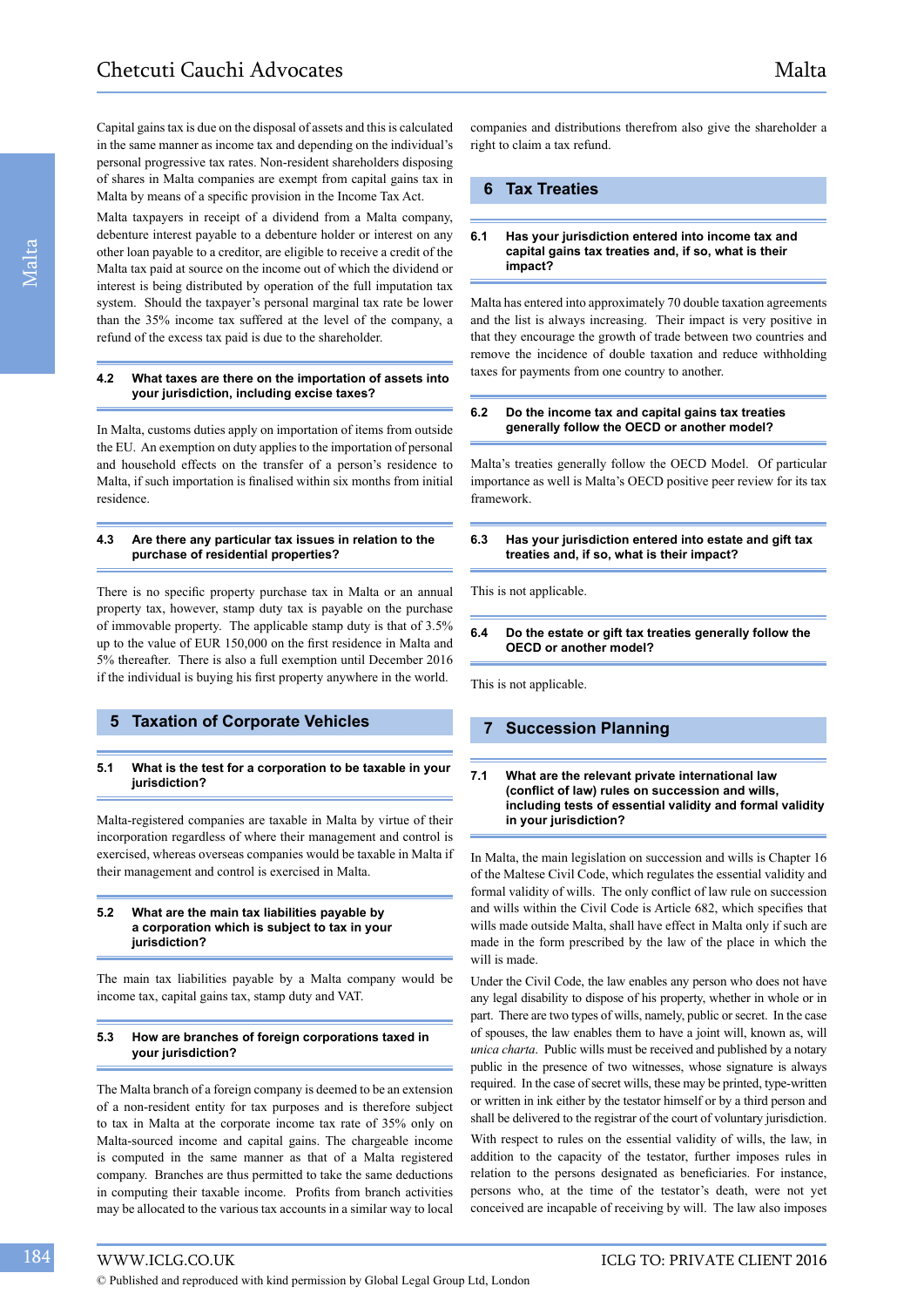Capital gains tax is due on the disposal of assets and this is calculated in the same manner as income tax and depending on the individual's personal progressive tax rates. Non-resident shareholders disposing of shares in Malta companies are exempt from capital gains tax in Malta by means of a specific provision in the Income Tax Act.

Malta taxpayers in receipt of a dividend from a Malta company, debenture interest payable to a debenture holder or interest on any other loan payable to a creditor, are eligible to receive a credit of the Malta tax paid at source on the income out of which the dividend or interest is being distributed by operation of the full imputation tax system. Should the taxpayer's personal marginal tax rate be lower than the 35% income tax suffered at the level of the company, a refund of the excess tax paid is due to the shareholder.

### 4.2 What taxes are there on the importation of assets into your jurisdiction, including excise taxes?

In Malta, customs duties apply on importation of items from outside the EU. An exemption on duty applies to the importation of personal and household effects on the transfer of a person's residence to Malta, if such importation is finalised within six months from initial residence.

### 4.3 Are there any particular tax issues in relation to the purchase of residential properties?

There is no specific property purchase tax in Malta or an annual property tax, however, stamp duty tax is payable on the purchase of immovable property. The applicable stamp duty is that of 3.5% up to the value of EUR 150,000 on the first residence in Malta and 5% thereafter. There is also a full exemption until December 2016 if the individual is buying his first property anywhere in the world.

## 5 Taxation of Corporate Vehicles

### 5.1 What is the test for a corporation to be taxable in your jurisdiction?

Malta-registered companies are taxable in Malta by virtue of their incorporation regardless of where their management and control is exercised, whereas overseas companies would be taxable in Malta if their management and control is exercised in Malta.

### 5.2 What are the main tax liabilities payable by a corporation which is subject to tax in your jurisdiction?

The main tax liabilities payable by a Malta company would be income tax, capital gains tax, stamp duty and VAT.

### 5.3 How are branches of foreign corporations taxed in your jurisdiction?

The Malta branch of a foreign company is deemed to be an extension of a non-resident entity for tax purposes and is therefore subject to tax in Malta at the corporate income tax rate of 35% only on Malta-sourced income and capital gains. The chargeable income is computed in the same manner as that of a Malta registered company. Branches are thus permitted to take the same deductions in computing their taxable income. Profits from branch activities may be allocated to the various tax accounts in a similar way to local companies and distributions therefrom also give the shareholder a right to claim a tax refund.

## 6 Tax Treaties

### 6.1 Has your jurisdiction entered into income tax and capital gains tax treaties and, if so, what is their impact?

Malta has entered into approximately 70 double taxation agreements and the list is always increasing. Their impact is very positive in that they encourage the growth of trade between two countries and remove the incidence of double taxation and reduce withholding taxes for payments from one country to another.

### 6.2 Do the income tax and capital gains tax treaties generally follow the OECD or another model?

Malta's treaties generally follow the OECD Model. Of particular importance as well is Malta's OECD positive peer review for its tax framework.

### 6.3 Has your jurisdiction entered into estate and gift tax treaties and, if so, what is their impact?

This is not applicable.

### 6.4 Do the estate or gift tax treaties generally follow the OECD or another model?

This is not applicable.

## 7 Succession Planning

### 7.1 What are the relevant private international law (conflict of law) rules on succession and wills, including tests of essential validity and formal validity in your jurisdiction?

In Malta, the main legislation on succession and wills is Chapter 16 of the Maltese Civil Code, which regulates the essential validity and formal validity of wills. The only conflict of law rule on succession and wills within the Civil Code is Article 682, which specifies that wills made outside Malta, shall have effect in Malta only if such are made in the form prescribed by the law of the place in which the will is made.

Under the Civil Code, the law enables any person who does not have any legal disability to dispose of his property, whether in whole or in part. There are two types of wills, namely, public or secret. In the case of spouses, the law enables them to have a joint will, known as, will *unica charta*. Public wills must be received and published by a notary public in the presence of two witnesses, whose signature is always required. In the case of secret wills, these may be printed, type-written or written in ink either by the testator himself or by a third person and shall be delivered to the registrar of the court of voluntary jurisdiction.

With respect to rules on the essential validity of wills, the law, in addition to the capacity of the testator, further imposes rules in relation to the persons designated as beneficiaries. For instance, persons who, at the time of the testator's death, were not yet conceived are incapable of receiving by will. The law also imposes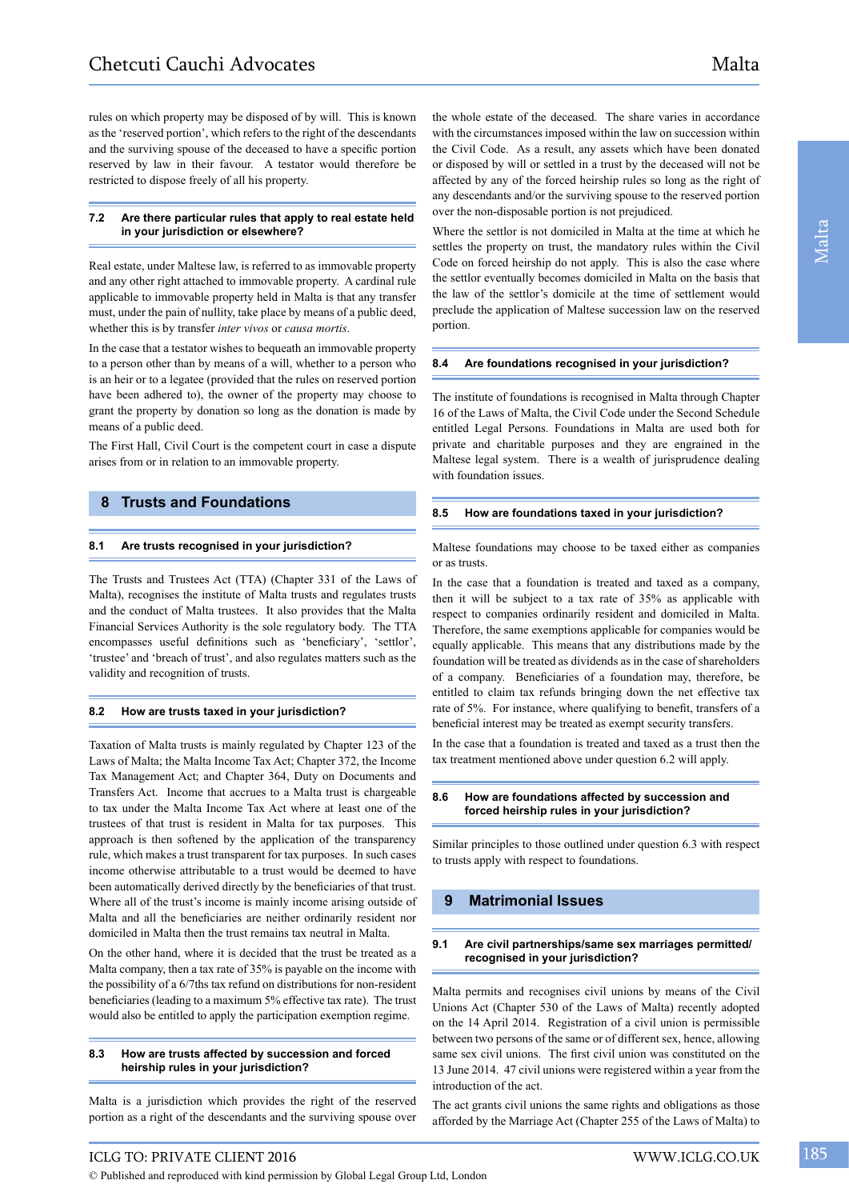rules on which property may be disposed of by will. This is known as the 'reserved portion', which refers to the right of the descendants and the surviving spouse of the deceased to have a specific portion reserved by law in their favour. A testator would therefore be restricted to dispose freely of all his property.

### 7.2 Are there particular rules that apply to real estate held in your jurisdiction or elsewhere?

Real estate, under Maltese law, is referred to as immovable property and any other right attached to immovable property. A cardinal rule applicable to immovable property held in Malta is that any transfer must, under the pain of nullity, take place by means of a public deed, whether this is by transfer *inter vivos* or *causa mortis*.

In the case that a testator wishes to bequeath an immovable property to a person other than by means of a will, whether to a person who is an heir or to a legatee (provided that the rules on reserved portion have been adhered to), the owner of the property may choose to grant the property by donation so long as the donation is made by means of a public deed.

The First Hall, Civil Court is the competent court in case a dispute arises from or in relation to an immovable property.

## 8 Trusts and Foundations

### 8.1 Are trusts recognised in your jurisdiction?

The Trusts and Trustees Act (TTA) (Chapter 331 of the Laws of Malta), recognises the institute of Malta trusts and regulates trusts and the conduct of Malta trustees. It also provides that the Malta Financial Services Authority is the sole regulatory body. The TTA encompasses useful definitions such as 'beneficiary', 'settlor', 'trustee' and 'breach of trust', and also regulates matters such as the validity and recognition of trusts.

### 8.2 How are trusts taxed in your jurisdiction?

Taxation of Malta trusts is mainly regulated by Chapter 123 of the Laws of Malta; the Malta Income Tax Act; Chapter 372, the Income Tax Management Act; and Chapter 364, Duty on Documents and Transfers Act. Income that accrues to a Malta trust is chargeable to tax under the Malta Income Tax Act where at least one of the trustees of that trust is resident in Malta for tax purposes. This approach is then softened by the application of the transparency rule, which makes a trust transparent for tax purposes. In such cases income otherwise attributable to a trust would be deemed to have been automatically derived directly by the beneficiaries of that trust. Where all of the trust's income is mainly income arising outside of Malta and all the beneficiaries are neither ordinarily resident nor domiciled in Malta then the trust remains tax neutral in Malta.

On the other hand, where it is decided that the trust be treated as a Malta company, then a tax rate of 35% is payable on the income with the possibility of a 6/7ths tax refund on distributions for non-resident beneficiaries (leading to a maximum 5% effective tax rate). The trust would also be entitled to apply the participation exemption regime.

### 8.3 How are trusts affected by succession and forced heirship rules in your jurisdiction?

Malta is a jurisdiction which provides the right of the reserved portion as a right of the descendants and the surviving spouse over the whole estate of the deceased. The share varies in accordance with the circumstances imposed within the law on succession within the Civil Code. As a result, any assets which have been donated or disposed by will or settled in a trust by the deceased will not be affected by any of the forced heirship rules so long as the right of any descendants and/or the surviving spouse to the reserved portion over the non-disposable portion is not prejudiced.

Where the settlor is not domiciled in Malta at the time at which he settles the property on trust, the mandatory rules within the Civil Code on forced heirship do not apply. This is also the case where the settlor eventually becomes domiciled in Malta on the basis that the law of the settlor's domicile at the time of settlement would preclude the application of Maltese succession law on the reserved portion.

### 8.4 Are foundations recognised in your jurisdiction?

The institute of foundations is recognised in Malta through Chapter 16 of the Laws of Malta, the Civil Code under the Second Schedule entitled Legal Persons. Foundations in Malta are used both for private and charitable purposes and they are engrained in the Maltese legal system. There is a wealth of jurisprudence dealing with foundation issues.

### 8.5 How are foundations taxed in your jurisdiction?

Maltese foundations may choose to be taxed either as companies or as trusts.

In the case that a foundation is treated and taxed as a company, then it will be subject to a tax rate of 35% as applicable with respect to companies ordinarily resident and domiciled in Malta. Therefore, the same exemptions applicable for companies would be equally applicable. This means that any distributions made by the foundation will be treated as dividends as in the case of shareholders of a company. Beneficiaries of a foundation may, therefore, be entitled to claim tax refunds bringing down the net effective tax rate of 5%. For instance, where qualifying to benefit, transfers of a beneficial interest may be treated as exempt security transfers.

In the case that a foundation is treated and taxed as a trust then the tax treatment mentioned above under question 6.2 will apply.

### 8.6 How are foundations affected by succession and forced heirship rules in your jurisdiction?

Similar principles to those outlined under question 6.3 with respect to trusts apply with respect to foundations.

## 9 Matrimonial Issues

### 9.1 Are civil partnerships/same sex marriages permitted/recognised in your jurisdiction?

Malta permits and recognises civil unions by means of the Civil Unions Act (Chapter 530 of the Laws of Malta) recently adopted on the 14 April 2014. Registration of a civil union is permissible between two persons of the same or of different sex, allowing same sex civil unions. The first civil union was constituted on the 13 June 2014. 47 civil unions were registered within a year from the introduction of the act.

The act grants civil unions the same rights and obligations as those afforded by the Marriage Act (Chapter 255 of the Laws of Malta) to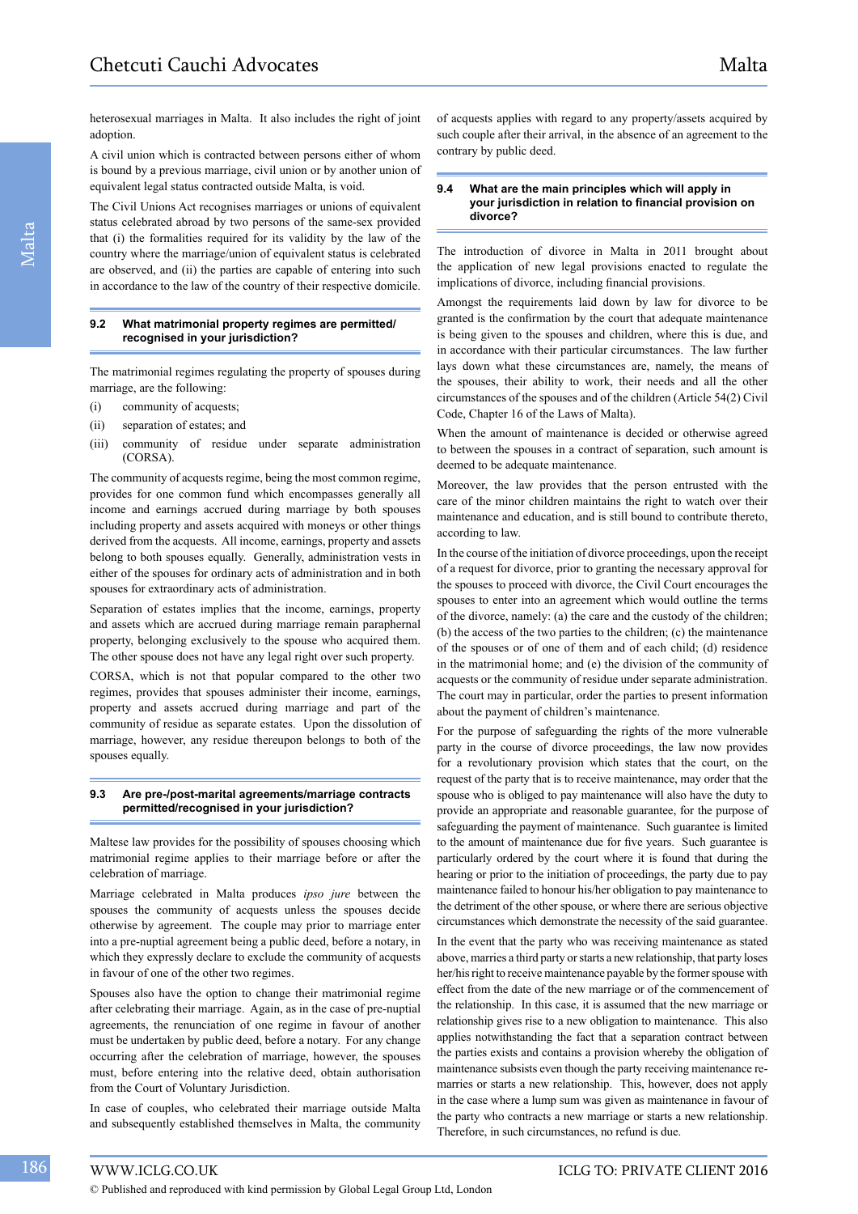heterosexual marriages in Malta. It also includes the right of joint adoption.

A civil union which is contracted between persons either of whom is bound by a previous marriage, civil union or by another union of equivalent legal status contracted outside Malta, is void.

The Civil Unions Act recognises marriages or unions of equivalent status celebrated abroad by two persons of the same-sex provided that (i) the formalities required for its validity by the law of the country where the marriage/union of equivalent status is celebrated are observed, and (ii) the parties are capable of entering into such in accordance to the law of the country of their respective domicile.

### 9.2 What matrimonial property regimes are permitted/recognised in your jurisdiction?

The matrimonial regimes regulating the property of spouses during marriage, are the following:

(i) community of acquests;

(ii) separation of estates; and

(iii) community of residue under separate administration (CORSA).

The community of acquests regime, being the most common regime, provides for one common fund which encompasses generally all income and earnings accrued during marriage by both spouses including property and assets acquired with moneys or other things derived from the acquests. All income, earnings, property and assets belong to both spouses equally. Generally, administration vests in either of the spouses for ordinary acts of administration and in both spouses for extraordinary acts of administration.

Separation of estates implies that the income, earnings, property and assets which are accrued during marriage remain paraphernal property, belonging exclusively to the spouse who acquired them. The other spouse does not have any legal right over such property.

CORSA, which is not that popular compared to the other two regimes, provides that spouses administer their income, earnings, property and assets accrued during marriage and part of the community of residue as separate estates. Upon the dissolution of marriage, however, any residue thereupon belongs to both of the spouses equally.

### 9.3 Are pre-/post-marital agreements/marriage contracts permitted/recognised in your jurisdiction?

Maltese law provides for the possibility of spouses choosing which matrimonial regime applies to their marriage before or after the celebration of marriage.

Marriage celebrated in Malta produces *ipso jure* between the spouses the community of acquests unless the spouses decide otherwise by agreement. The couple may prior to marriage enter into a pre-nuptial agreement being a public deed, before a notary, in which they expressly declare to exclude the community of acquests in favour of one of the other two regimes.

Spouses also have the option to change their matrimonial regime after celebrating their marriage. Again, as in the case of pre-nuptial agreements, the renunciation of one regime in favour of another must be undertaken by public deed, before a notary. For any change occurring after the celebration of marriage, however, the spouses must, before entering into the relative deed, obtain authorisation from the Court of Voluntary Jurisdiction.

In case of couples, who celebrated their marriage outside Malta and subsequently established themselves in Malta, the community of acquests applies with regard to any property/assets acquired by such couple after their arrival, in the absence of an agreement to the contrary by public deed.

### 9.4 What are the main principles which will apply in your jurisdiction in relation to financial provision on divorce?

The introduction of divorce in Malta in 2011 brought about the application of new legal provisions enacted to regulate the implications of divorce, including financial provisions.

Amongst the requirements laid down by law for divorce to be granted is the confirmation by the court that adequate maintenance is being given to the spouses and children, where this is due, and in accordance with their particular circumstances. The law further lays down what these circumstances are, namely, the means of the spouses, their ability to work, their needs and all the other circumstances of the spouses and of the children (Article 54(2) Civil Code, Chapter 16 of the Laws of Malta).

When the amount of maintenance is decided or otherwise agreed to between the spouses in a contract of separation, such amount is deemed to be adequate maintenance.

Moreover, the law provides that the person entrusted with the care of the minor children maintains the right to watch over their maintenance and education, and is still bound to contribute thereto, according to law.

In the course of the initiation of divorce proceedings, upon the receipt of a request for divorce, prior to granting the necessary approval for the spouses to proceed with divorce, the Civil Court encourages the spouses to enter into an agreement which would outline the terms of the divorce, namely: (a) the care and the custody of the children; (b) the access of the two parties to the children; (c) the maintenance of the spouses or of one of them and of each child; (d) residence in the matrimonial home; and (e) the division of the community of acquests or the community of residue under separate administration. The court may in particular, order the parties to present information about the payment of children's maintenance.

For the purpose of safeguarding the rights of the more vulnerable party in the course of divorce proceedings, the law now provides for a revolutionary provision which states that the court, on the request of the party that is to receive maintenance, may order that the spouse who is obliged to pay maintenance will also have the duty to provide an appropriate and reasonable guarantee, for the purpose of safeguarding the payment of maintenance. Such guarantee is limited to the amount of maintenance due for five years. Such guarantee is particularly ordered by the court where it is found that during the hearing or prior to the initiation of proceedings, the party due to pay maintenance failed to honour his/her obligation to pay maintenance to the detriment of the other spouse, or where there are serious objective circumstances which demonstrate the necessity of the said guarantee.

In the event that the party who was receiving maintenance as stated above, marries a third party or starts a new relationship, that party loses her/his right to receive maintenance payable by the former spouse with effect from the date of the new marriage or of the commencement of the relationship. In this case, it is assumed that the new marriage or relationship gives rise to a new obligation to maintenance. This also applies notwithstanding the fact that a separation contract between the parties exists and contains a provision whereby the obligation of maintenance subsists even though the party receiving maintenance re-marries or starts a new relationship. This, however, does not apply in the case where a lump sum was given as maintenance in favour of the party who contracts a new marriage or starts a new relationship. Therefore, in such circumstances, no refund is due.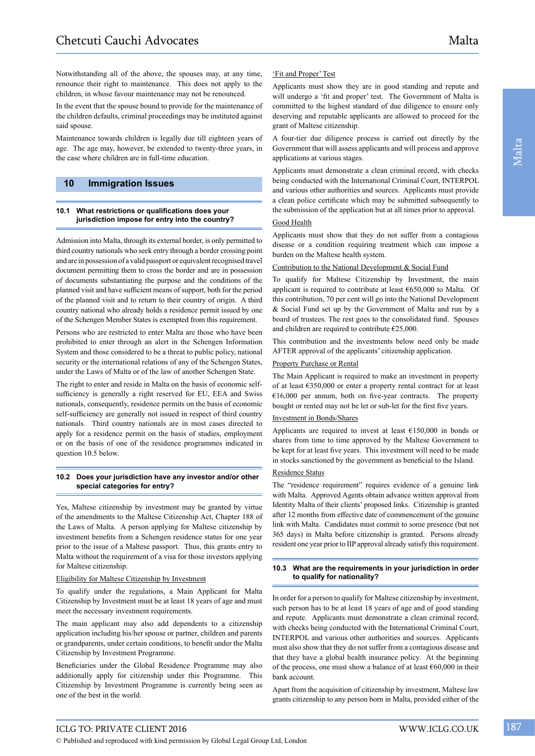Notwithstanding all of the above, the spouses may, at any time, renounce their right to maintenance. This does not apply to the children, in whose favour maintenance may not be renounced.

In the event that the spouse bound to provide for the maintenance of the children defaults, criminal proceedings may be instituted against said spouse.

Maintenance towards children is legally due till eighteen years of age. The age may, however, be extended to twenty-three years, in the case where children are in full-time education.

## 10 Immigration Issues

### 10.1 What restrictions or qualifications does your jurisdiction impose for entry into the country?

Admission into Malta, through its external border, is only permitted to third country nationals who seek entry through a border crossing point and are in possession of a valid passport or equivalent recognised travel document permitting them to cross the border and are in possession of documents substantiating the purpose and the conditions of the planned visit and have sufficient means of support, both for the period of the planned visit and to return to their country of origin. A third country national who already holds a residence permit issued by one of the Schengen Member States is exempted from this requirement.

Persons who are restricted to enter Malta are those who have been prohibited to enter through an alert in the Schengen Information System and those considered to be a threat to public policy, national security or the international relations of any of the Schengen States, under the Laws of Malta or of the law of another Schengen State.

The right to enter and reside in Malta on the basis of economic self-sufficiency is generally a right reserved for EU, EEA and Swiss nationals, consequently, residence permits on the basis of economic self-sufficiency are generally not issued in respect of third country nationals. Third country nationals are in most cases directed to apply for a residence permit on the basis of studies, employment or on the basis of one of the residence programmes indicated in question 10.5 below.

### 10.2 Does your jurisdiction have any investor and/or other special categories for entry?

Yes, Maltese citizenship by investment may be granted by virtue of the amendments to the Maltese Citizenship Act, Chapter 188 of the Laws of Malta. A person applying for Maltese citizenship by investment benefits from a Schengen residence status for one year prior to the issue of a Maltese passport. Thus, this grants entry to Malta without the requirement of a visa for those investors applying for Maltese citizenship.

Eligibility for Maltese Citizenship by Investment

To qualify under the regulations, a Main Applicant for Malta Citizenship by Investment must be at least 18 years of age and must meet the necessary investment requirements.

The main applicant may also add dependents to a citizenship application including his/her spouse or partner, children and parents or grandparents, under certain conditions, to benefit under the Malta Citizenship by Investment Programme.

Beneficiaries under the Global Residence Programme may also additionally apply for citizenship under this Programme. This Citizenship by Investment Programme is currently being seen as one of the best in the world.

'Fit and Proper' Test

Applicants must show they are in good standing and repute and will undergo a 'fit and proper' test. The Government of Malta is committed to the highest standard of due diligence to ensure only deserving and reputable applicants are allowed to proceed for the grant of Maltese citizenship.

A four-tier due diligence process is carried out directly by the Government that will assess applicants and will process and approve applications at various stages.

Applicants must demonstrate a clean criminal record, with checks being conducted with the International Criminal Court, INTERPOL and various other authorities and sources. Applicants must provide a clean police certificate which may be submitted subsequently to the submission of the application but at all times prior to approval.

Good Health

Applicants must show that they do not suffer from a contagious disease or a condition requiring treatment which can impose a burden on the Maltese health system.

Contribution to the National Development & Social Fund

To qualify for Maltese Citizenship by Investment, the main applicant is required to contribute at least €650,000 to Malta. Of this contribution, 70 per cent will go into the National Development & Social Fund set up by the Government of Malta and run by a board of trustees. The rest goes to the consolidated fund. Spouses and children are required to contribute €25,000.

This contribution and the investments below need only be made AFTER approval of the applicants' citizenship application.

Property Purchase or Rental

The Main Applicant is required to make an investment in property of at least €350,000 or enter a property rental contract for at least €16,000 per annum, both on five-year contracts. The property bought or rented may not be let or sub-let for the first five years.

Investment in Bonds/Shares

Applicants are required to invest at least €150,000 in bonds or shares from time to time approved by the Maltese Government to be kept for at least five years. This investment will need to be made in stocks sanctioned by the government as beneficial to the Island.

Residence Status

The "residence requirement" requires evidence of a genuine link with Malta. Approved Agents obtain advance written approval from Identity Malta of their clients' proposed links. Citizenship is granted after 12 months from effective date of commencement of the genuine link with Malta. Candidates must commit to some presence (but not 365 days) in Malta before citizenship is granted. Persons already resident one year prior to IIP approval already satisfy this requirement.

### 10.3 What are the requirements in your jurisdiction in order to qualify for nationality?

In order for a person to qualify for Maltese citizenship by investment, such person has to be at least 18 years of age and of good standing and repute. Applicants must demonstrate a clean criminal record, with checks being conducted with the International Criminal Court, INTERPOL and various other authorities and sources. Applicants must also show that they do not suffer from a contagious disease and that they have a global health insurance policy. At the beginning of the process, one must show a balance of at least €60,000 in their bank account.

Apart from the acquisition of citizenship by investment, Maltese law grants citizenship to any person born in Malta, provided either of the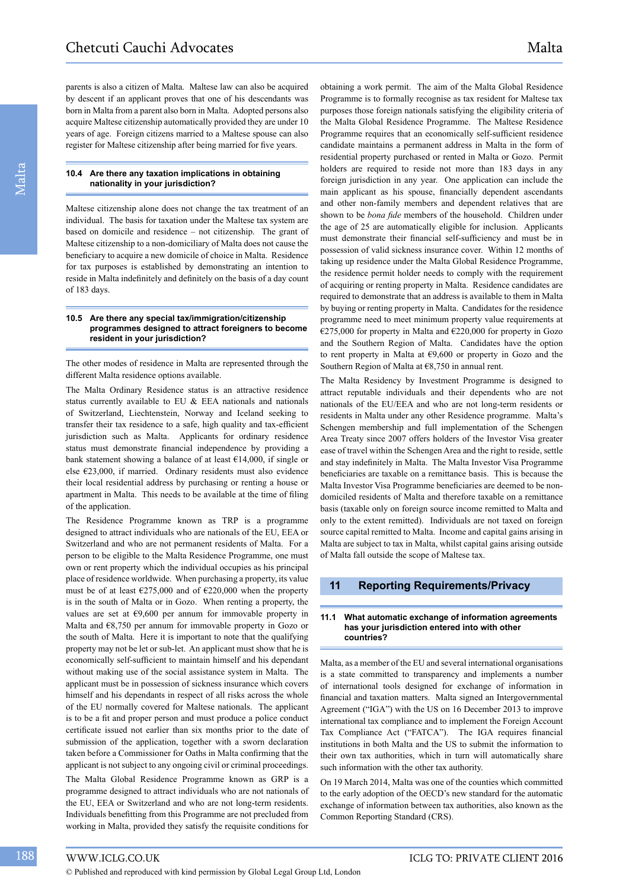parents is also a citizen of Malta. Maltese law can also be acquired by descent if an applicant proves that one of his descendants was born in Malta from a parent also born in Malta. Adopted persons also acquire Maltese citizenship automatically provided they are under 10 years of age. Foreign citizens married to a Maltese spouse can also register for Maltese citizenship after being married for five years.

### 10.4 Are there any taxation implications in obtaining nationality in your jurisdiction?

Maltese citizenship alone does not change the tax treatment of an individual. The basis for taxation under the Maltese tax system are based on domicile and residence – not citizenship. The grant of Maltese citizenship to a non-domiciliary of Malta does not cause the beneficiary to acquire a new domicile of choice in Malta. Residence for tax purposes is established by demonstrating an intention to reside in Malta indefinitely and definitely on the basis of a day count of 183 days.

### 10.5 Are there any special tax/immigration/citizenship programmes designed to attract foreigners to become resident in your jurisdiction?

The other modes of residence in Malta are represented through the different Malta residence options available.

The Malta Ordinary Residence status is an attractive residence status currently available to EU & EEA nationals and nationals of Switzerland, Liechtenstein, Norway and Iceland seeking to transfer their tax residence to a safe, high quality and tax-efficient jurisdiction such as Malta. Applicants for ordinary residence status must demonstrate financial independence by providing a bank statement showing a balance of at least €14,000, if single or else €23,000, if married. Ordinary residents must also evidence their local residential address by purchasing or renting a house or apartment in Malta. This needs to be available at the time of filing of the application.

The Residence Programme known as TRP is a programme designed to attract individuals who are nationals of the EU, EEA or Switzerland and who are not permanent residents of Malta. For a person to be eligible to the Malta Residence Programme, one must own or rent property which the individual occupies as his principal place of residence worldwide. When purchasing a property, its value must be of at least €275,000 and of €220,000 when the property is in the south of Malta or in Gozo. When renting a property, the values are set at €9,600 per annum for immovable property in Malta and €8,750 per annum for immovable property in Gozo or the south of Malta. Here it is important to note that the qualifying property may not be let or sub-let. An applicant must show that he is economically self-sufficient to maintain himself and his dependant without making use of the social assistance system in Malta. The applicant must be in possession of sickness insurance which covers himself and his dependants in respect of all risks across the whole of the EU normally covered for Maltese nationals. The applicant is to be a fit and proper person and must produce a police conduct certificate issued not earlier than six months prior to the date of submission of the application, together with a sworn declaration taken before a Commissioner for Oaths in Malta confirming that the applicant is not subject to any ongoing civil or criminal proceedings.

The Malta Global Residence Programme known as GRP is a programme designed to attract individuals who are not nationals of the EU, EEA or Switzerland and who are not long-term residents. Individuals benefitting from this Programme are not precluded from working in Malta, provided they satisfy the requisite conditions for obtaining a work permit. The aim of the Malta Global Residence Programme is to formally recognise as tax resident for Maltese tax purposes those foreign nationals satisfying the eligibility criteria of the Malta Global Residence Programme. The Maltese Residence Programme requires that an economically self-sufficient residence candidate maintains a permanent address in Malta in the form of residential property purchased or rented in Malta or Gozo. Permit holders are required to reside not more than 183 days in any foreign jurisdiction in any year. One application can include the main applicant as his spouse, financially dependent ascendants and other non-family members and dependent relatives that are shown to be *bona fide* members of the household. Children under the age of 25 are automatically eligible for inclusion. Applicants must demonstrate their financial self-sufficiency and must be in possession of valid sickness insurance cover. Within 12 months of taking up residence under the Malta Global Residence Programme, the residence permit holder needs to comply with the requirement of acquiring or renting property in Malta. Residence candidates are required to demonstrate that an address is available to them in Malta by buying or renting property in Malta. Candidates for the residence programme need to meet minimum property value requirements at €275,000 for property in Malta and €220,000 for property in Gozo and the Southern Region of Malta. Candidates have the option to rent property in Malta at €9,600 or property in Gozo and the Southern Region of Malta at €8,750 in annual rent.

The Malta Residency by Investment Programme is designed to attract reputable individuals and their dependents who are not nationals of the EU/EEA and who are not long-term residents or residents in Malta under any other Residence programme. Malta's Schengen membership and full implementation of the Schengen Area Treaty since 2007 offers holders of the Investor Visa greater ease of travel within the Schengen Area and the right to reside, settle and stay indefinitely in Malta. The Malta Investor Visa Programme beneficiaries are taxable on a remittance basis. This is because the Malta Investor Visa Programme beneficiaries are deemed to be non-domiciled residents of Malta and therefore taxable on a remittance basis (taxable only on foreign source income remitted to Malta and only to the extent remitted). Individuals are not taxed on foreign source capital remitted to Malta. Income and capital gains arising in Malta are subject to tax in Malta, whilst capital gains arising outside of Malta fall outside the scope of Maltese tax.

## 11 Reporting Requirements/Privacy

### 11.1 What automatic exchange of information agreements has your jurisdiction entered into with other countries?

Malta, as a member of the EU and several international organisations is a state committed to transparency and implements a number of international tools designed for exchange of information in financial and taxation matters. Malta signed an Intergovernmental Agreement ("IGA") with the US on 16 December 2013 to improve international tax compliance and to implement the Foreign Account Tax Compliance Act ("FATCA"). The IGA requires financial institutions in both Malta and the US to submit the information to their own tax authorities, which in turn will automatically share such information with the other tax authority.

On 19 March 2014, Malta was one of the counties which committed to the early adoption of the OECD's new standard for the automatic exchange of information between tax authorities, also known as the Common Reporting Standard (CRS).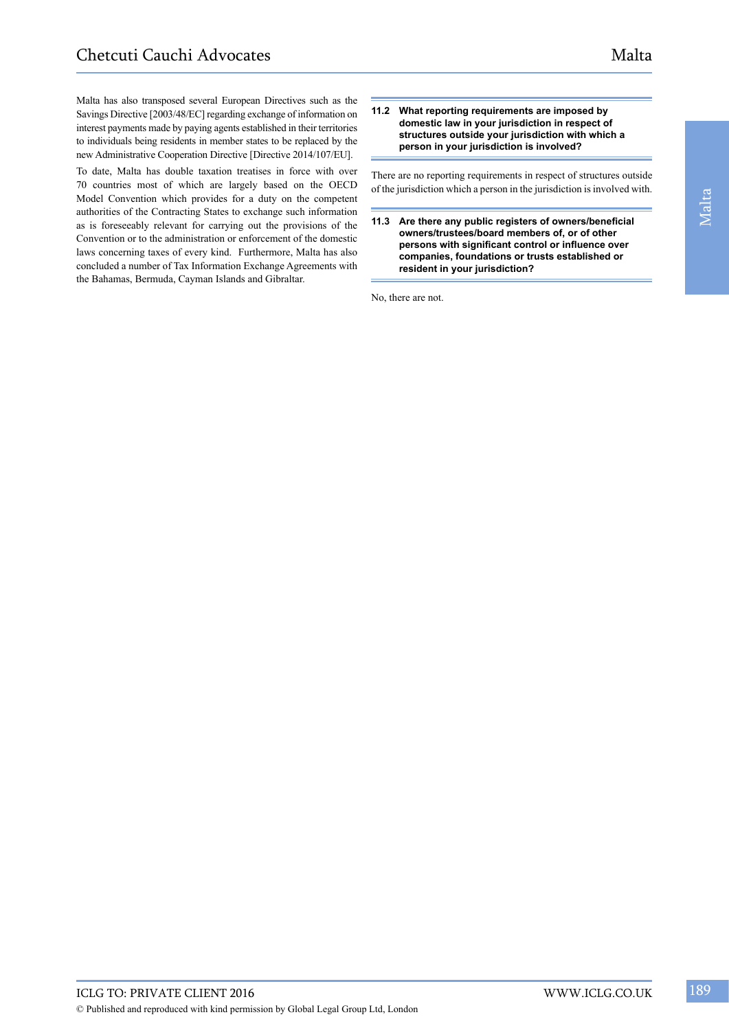Malta has also transposed several European Directives such as the Savings Directive [2003/48/EC] regarding exchange of information on interest payments made by paying agents established in their territories to individuals being residents in member states to be replaced by the new Administrative Cooperation Directive [Directive 2014/107/EU].

To date, Malta has double taxation treatises in force with over 70 countries most of which are largely based on the OECD Model Convention which provides for a duty on the competent authorities of the Contracting States to exchange such information as is foreseeably relevant for carrying out the provisions of the Convention or to the administration or enforcement of the domestic laws concerning taxes of every kind. Furthermore, Malta has also concluded a number of Tax Information Exchange Agreements with the Bahamas, Bermuda, Cayman Islands and Gibraltar.

### 11.2 What reporting requirements are imposed by domestic law in your jurisdiction in respect of structures outside your jurisdiction with which a person in your jurisdiction is involved?

There are no reporting requirements in respect of structures outside of the jurisdiction which a person in the jurisdiction is involved with.

### 11.3 Are there any public registers of owners/beneficial owners/trustees/board members of, or of other persons with significant control or influence over companies, foundations or trusts established or resident in your jurisdiction?

No, there are not.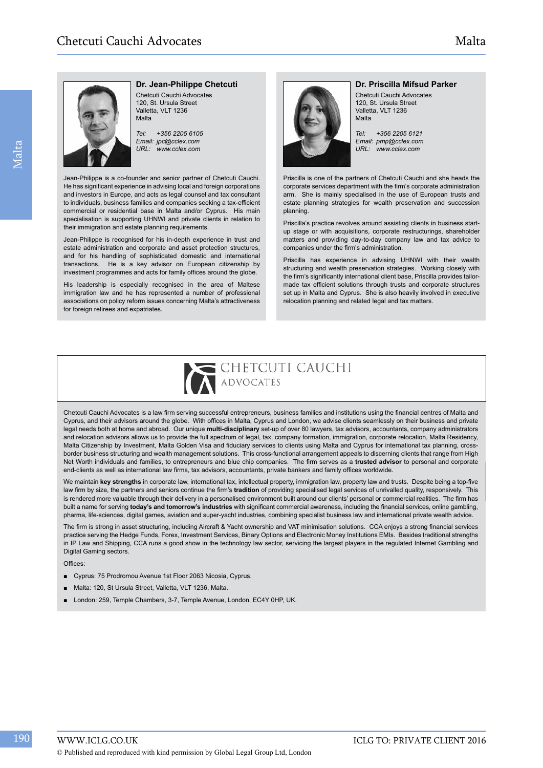### Dr. Jean-Philippe Chetcuti

Chetcuti Cauchi Advocates
120, St. Ursula Street
Valletta, VLT 1236
Malta

*Tel: +356 2205 6105*
*Email: jpc@cclex.com*
*URL: www.cclex.com*

Jean-Philippe is a co-founder and senior partner of Chetcuti Cauchi. He has significant experience in advising local and foreign corporations and investors in Europe, and acts as legal counsel and tax consultant to individuals, business families and companies seeking a tax-efficient commercial or residential base in Malta and/or Cyprus. His main specialisation is supporting UHNWI and private clients in relation to their immigration and estate planning requirements.

Jean-Philippe is recognised for his in-depth experience in trust and estate administration and corporate and asset protection structures, and for his handling of sophisticated domestic and international transactions. He is a key advisor on European citizenship by investment programmes and acts for family offices around the globe.

His leadership is especially recognised in the area of Maltese immigration law and he has represented a number of professional associations on policy reform issues concerning Malta's attractiveness for foreign retirees and expatriates.

### Dr. Priscilla Mifsud Parker

Chetcuti Cauchi Advocates
120, St. Ursula Street
Valletta, VLT 1236
Malta

*Tel: +356 2205 6121*
*Email: pmp@cclex.com*
*URL: www.cclex.com*

Priscilla is one of the partners of Chetcuti Cauchi and she heads the corporate services department with the firm's corporate administration arm. She is mainly specialised in the use of European trusts and estate planning strategies for wealth preservation and succession planning.

Priscilla's practice revolves around assisting clients in business start-up stage or with acquisitions, corporate restructurings, shareholder matters and providing day-to-day company law and tax advice to companies under the firm's administration.

Priscilla has experience in advising UHNWI with their wealth structuring and wealth preservation strategies. Working closely with the firm's significantly international client base, Priscilla provides tailor-made tax efficient solutions through trusts and corporate structures set up in Malta and Cyprus. She is also heavily involved in executive relocation planning and related legal and tax matters.

## CHETCUTI CAUCHI ADVOCATES

Chetcuti Cauchi Advocates is a law firm serving successful entrepreneurs, business families and institutions using the financial centres of Malta and Cyprus, and their advisors around the globe. With offices in Malta, Cyprus and London, we advise clients seamlessly on their business and private legal needs both at home and abroad. Our unique **multi-disciplinary** set-up of over 80 lawyers, tax advisors, accountants, company administrators and relocation advisors allows us to provide the full spectrum of legal, tax, company formation, immigration, corporate relocation, Malta Residency, Malta Citizenship by Investment, Malta Golden Visa and fiduciary services to clients using Malta and Cyprus for international tax planning, cross-border business structuring and wealth management solutions. This cross-functional arrangement appeals to discerning clients that range from High Net Worth individuals and families, to entrepreneurs and blue chip companies. The firm serves as a **trusted advisor** to personal and corporate end-clients as well as international law firms, tax advisors, accountants, private bankers and family offices worldwide.

We maintain **key strengths** in corporate law, international tax, intellectual property, immigration law, property law and trusts. Despite being a top-five law firm by size, the partners and seniors continue the firm's **tradition** of providing specialised legal services of unrivalled quality, responsively. This is rendered more valuable through their delivery in a personalised environment built around our clients' personal or commercial realities. The firm has built a name for serving **today's and tomorrow's industries** with significant commercial awareness, including the financial services, online gambling, pharma, life-sciences, digital games, aviation and super-yacht industries, combining specialist business law and international private wealth advice.

The firm is strong in asset structuring, including Aircraft & Yacht ownership and VAT minimisation solutions. CCA enjoys a strong financial services practice serving the Hedge Funds, Forex, Investment Services, Binary Options and Electronic Money Institutions EMIs. Besides traditional strengths in IP Law and Shipping, CCA runs a good show in the technology law sector, servicing the largest players in the regulated Internet Gambling and Digital Gaming sectors.

Offices:

- Cyprus: 75 Prodromou Avenue 1st Floor 2063 Nicosia, Cyprus.
- Malta: 120, St Ursula Street, Valletta, VLT 1236, Malta.
- London: 259, Temple Chambers, 3-7, Temple Avenue, London, EC4Y 0HP, UK.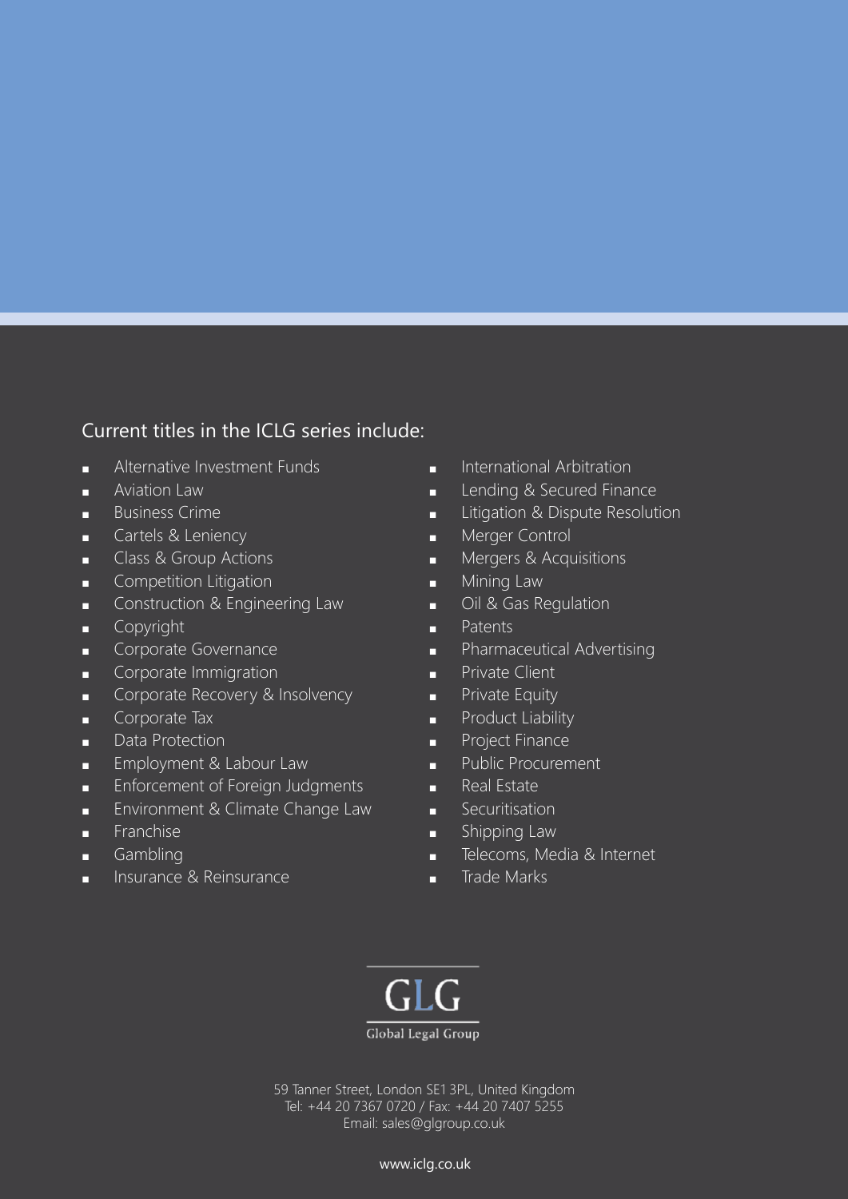Current titles in the ICLG series include:

- Alternative Investment Funds
- Aviation Law
- Business Crime
- Cartels & Leniency
- Class & Group Actions
- Competition Litigation
- Construction & Engineering Law
- Copyright
- Corporate Governance
- Corporate Immigration
- Corporate Recovery & Insolvency
- Corporate Tax
- Data Protection
- Employment & Labour Law
- Enforcement of Foreign Judgments
- Environment & Climate Change Law
- Franchise
- Gambling
- Insurance & Reinsurance
- International Arbitration
- Lending & Secured Finance
- Litigation & Dispute Resolution
- Merger Control
- Mergers & Acquisitions
- Mining Law
- Oil & Gas Regulation
- Patents
- Pharmaceutical Advertising
- Private Client
- Private Equity
- Product Liability
- Project Finance
- Public Procurement
- Real Estate
- Securitisation
- Shipping Law
- Telecoms, Media & Internet
- Trade Marks

GLG

Global Legal Group

59 Tanner Street, London SE1 3PL, United Kingdom
Tel: +44 20 7367 0720 / Fax: +44 20 7407 5255
Email: sales@glgroup.co.uk

www.iclg.co.uk